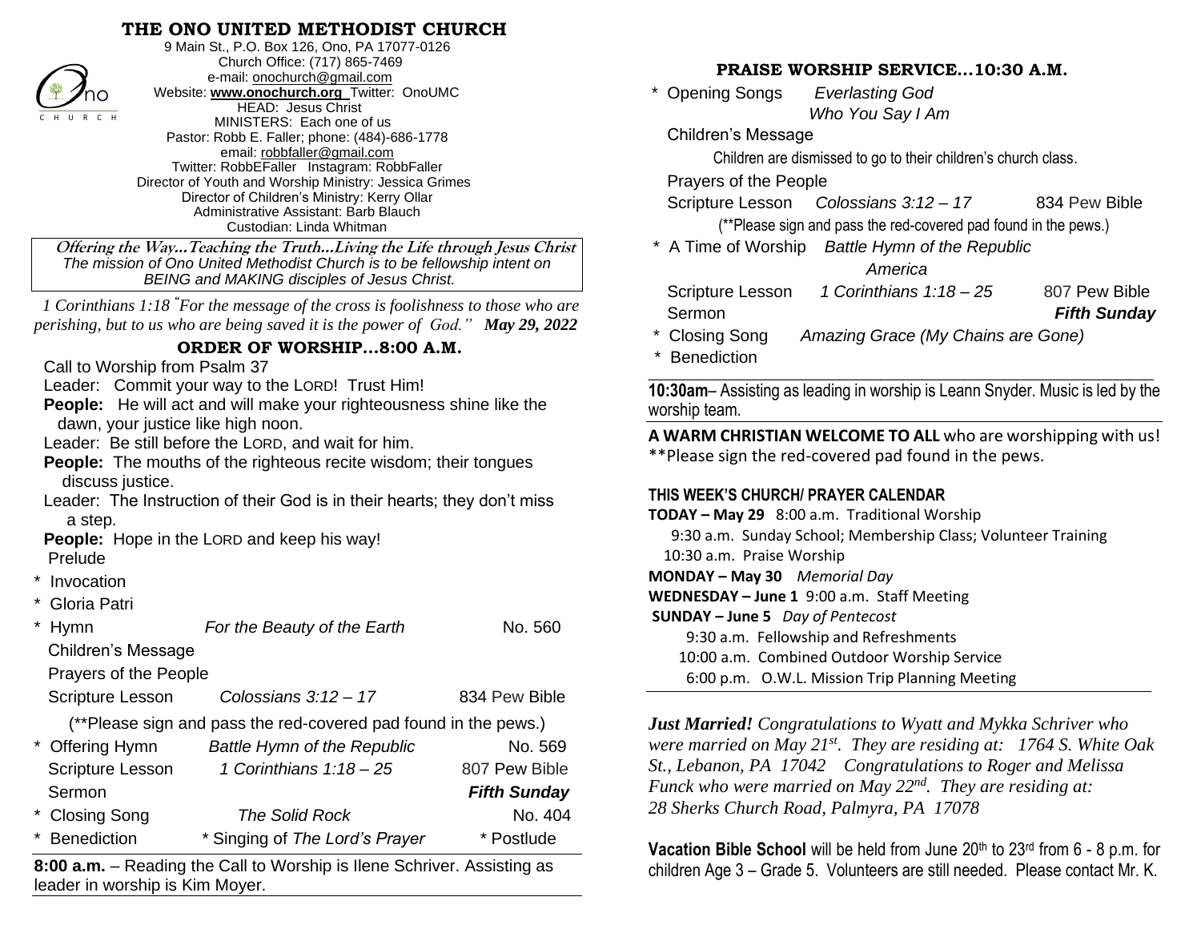# THE ONO UNITED METHODIST CHURCH

9 Main St., P.O. Box 126, Ono, PA 17077-0126
Church Office: (717) 865-7469
e-mail: onochurch@gmail.com
Website: **www.onochurch.org** Twitter: OnoUMC
HEAD: Jesus Christ
MINISTERS: Each one of us
Pastor: Robb E. Faller; phone: (484)-686-1778
email: robbfaller@gmail.com
Twitter: RobbEFaller Instagram: RobbFaller
Director of Youth and Worship Ministry: Jessica Grimes
Director of Children's Ministry: Kerry Ollar
Administrative Assistant: Barb Blauch
Custodian: Linda Whitman

**Offering the Way…Teaching the Truth…Living the Life through Jesus Christ**
*The mission of Ono United Methodist Church is to be fellowship intent on BEING and MAKING disciples of Jesus Christ.*

*1 Corinthians 1:18 "For the message of the cross is foolishness to those who are perishing, but to us who are being saved it is the power of God."* ***May 29, 2022***

## ORDER OF WORSHIP…8:00 A.M.

Call to Worship from Psalm 37

Leader: Commit your way to the LORD! Trust Him!

**People:** He will act and will make your righteousness shine like the dawn, your justice like high noon.

Leader: Be still before the LORD, and wait for him.

**People:** The mouths of the righteous recite wisdom; their tongues discuss justice.

Leader: The Instruction of their God is in their hearts; they don't miss a step.

**People:** Hope in the LORD and keep his way!

Prelude

\* Invocation

\* Gloria Patri

\* Hymn — *For the Beauty of the Earth* — No. 560

Children's Message

Prayers of the People

Scripture Lesson — *Colossians 3:12 – 17* — 834 Pew Bible

(**Please sign and pass the red-covered pad found in the pews.)

\* Offering Hymn — *Battle Hymn of the Republic* — No. 569

Scripture Lesson — *1 Corinthians 1:18 – 25* — 807 Pew Bible

Sermon — ***Fifth Sunday***

\* Closing Song — *The Solid Rock* — No. 404

\* Benediction — \* Singing of *The Lord's Prayer* — \* Postlude

**8:00 a.m.** – Reading the Call to Worship is Ilene Schriver. Assisting as leader in worship is Kim Moyer.

## PRAISE WORSHIP SERVICE…10:30 A.M.

\* Opening Songs — *Everlasting God*, *Who You Say I Am*

Children's Message

Children are dismissed to go to their children's church class.

Prayers of the People

Scripture Lesson — *Colossians 3:12 – 17* — 834 Pew Bible

(**Please sign and pass the red-covered pad found in the pews.)

\* A Time of Worship — *Battle Hymn of the Republic*, *America*

Scripture Lesson — *1 Corinthians 1:18 – 25* — 807 Pew Bible

Sermon — ***Fifth Sunday***

\* Closing Song — *Amazing Grace (My Chains are Gone)*

\* Benediction

**10:30am**– Assisting as leading in worship is Leann Snyder. Music is led by the worship team.

**A WARM CHRISTIAN WELCOME TO ALL** who are worshipping with us!
**Please sign the red-covered pad found in the pews.

### THIS WEEK'S CHURCH/ PRAYER CALENDAR

**TODAY – May 29** 8:00 a.m. Traditional Worship
9:30 a.m. Sunday School; Membership Class; Volunteer Training
10:30 a.m. Praise Worship

**MONDAY – May 30** *Memorial Day*

**WEDNESDAY – June 1** 9:00 a.m. Staff Meeting

**SUNDAY – June 5** *Day of Pentecost*
9:30 a.m. Fellowship and Refreshments
10:00 a.m. Combined Outdoor Worship Service
6:00 p.m. O.W.L. Mission Trip Planning Meeting

***Just Married!*** *Congratulations to Wyatt and Mykka Schriver who were married on May 21st. They are residing at: 1764 S. White Oak St., Lebanon, PA 17042 Congratulations to Roger and Melissa Funck who were married on May 22nd. They are residing at: 28 Sherks Church Road, Palmyra, PA 17078*

**Vacation Bible School** will be held from June 20th to 23rd from 6 - 8 p.m. for children Age 3 – Grade 5. Volunteers are still needed. Please contact Mr. K.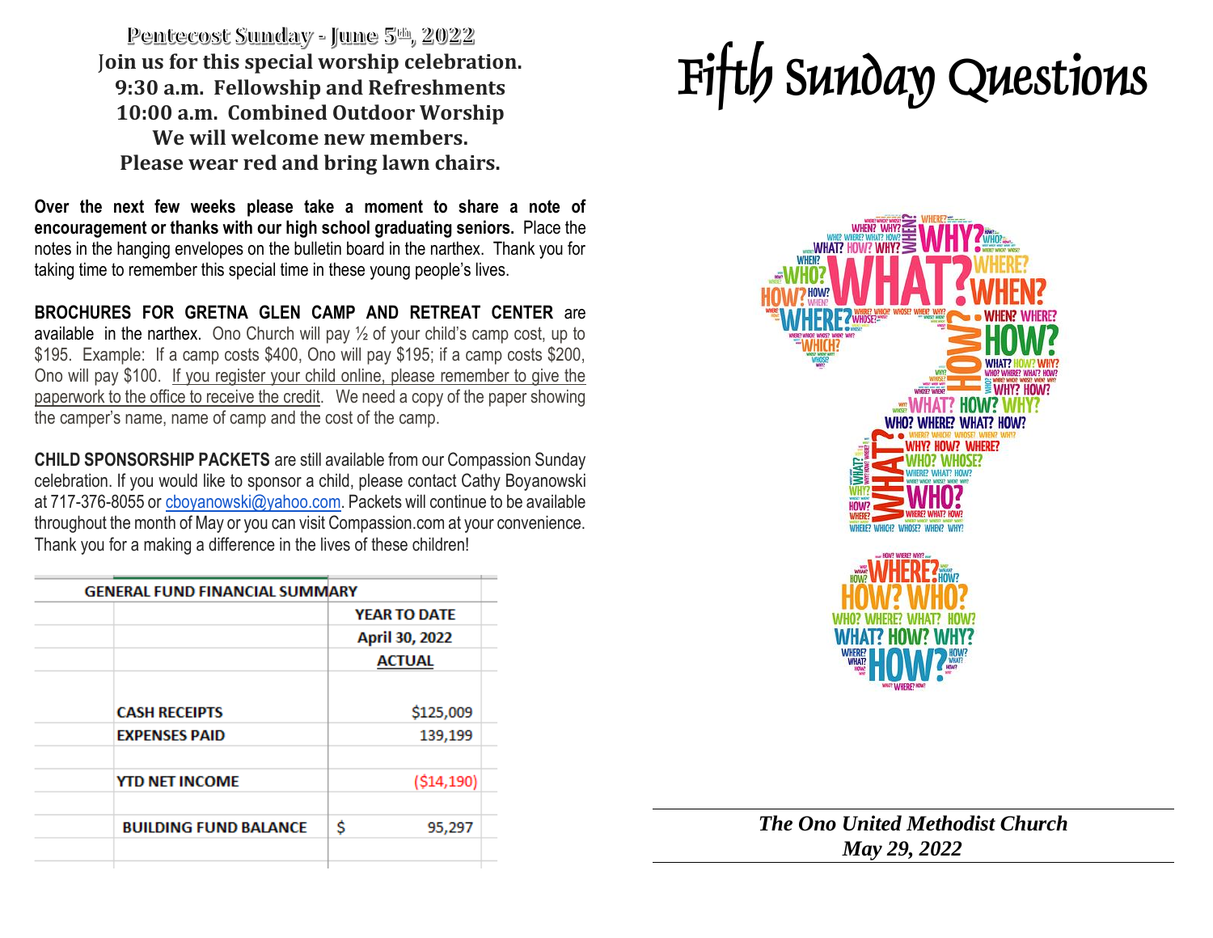**Pentecost Sunday - June 5th, 2022**
**Join us for this special worship celebration.**
**9:30 a.m. Fellowship and Refreshments**
**10:00 a.m. Combined Outdoor Worship**
**We will welcome new members.**
**Please wear red and bring lawn chairs.**

**Over the next few weeks please take a moment to share a note of encouragement or thanks with our high school graduating seniors.** Place the notes in the hanging envelopes on the bulletin board in the narthex. Thank you for taking time to remember this special time in these young people's lives.

**BROCHURES FOR GRETNA GLEN CAMP AND RETREAT CENTER** are available in the narthex. Ono Church will pay ½ of your child's camp cost, up to $195. Example: If a camp costs $400, Ono will pay $195; if a camp costs $200, Ono will pay $100. If you register your child online, please remember to give the paperwork to the office to receive the credit. We need a copy of the paper showing the camper's name, name of camp and the cost of the camp.

**CHILD SPONSORSHIP PACKETS** are still available from our Compassion Sunday celebration. If you would like to sponsor a child, please contact Cathy Boyanowski at 717-376-8055 or cboyanowski@yahoo.com. Packets will continue to be available throughout the month of May or you can visit Compassion.com at your convenience. Thank you for a making a difference in the lives of these children!

| GENERAL FUND FINANCIAL SUMMARY | |
|---|---|
| | YEAR TO DATE |
| | April 30, 2022 |
| | ACTUAL |
| CASH RECEIPTS | $125,009 |
| EXPENSES PAID | 139,199 |
| YTD NET INCOME | ($14,190) |
| BUILDING FUND BALANCE | $ 95,297 |

# Fifth Sunday Questions

*The Ono United Methodist Church*
*May 29, 2022*